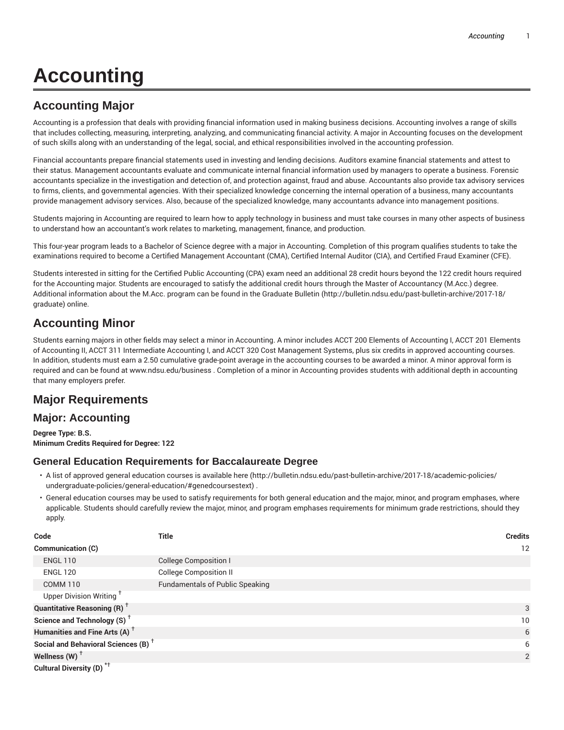# Accounting

## Accounting Major

Accounting is a profession that deals with providing financial information used in making business decisions. Accounting involves a range of skills that includes collecting, measuring, interpreting, analyzing, and communicating financial activity. A major in Accounting focuses on the development of such skills along with an understanding of the legal, social, and ethical responsibilities involved in the accounting profession.

Financial accountants prepare financial statements used in investing and lending decisions. Auditors examine financial statements and attest to their status. Management accountants evaluate and communicate internal financial information used by managers to operate a business. Forensic accountants specialize in the investigation and detection of, and protection against, fraud and abuse. Accountants also provide tax advisory services to firms, clients, and governmental agencies. With their specialized knowledge concerning the internal operation of a business, many accountants provide management advisory services. Also, because of the specialized knowledge, many accountants advance into management positions.

Students majoring in Accounting are required to learn how to apply technology in business and must take courses in many other aspects of business to understand how an accountant's work relates to marketing, management, finance, and production.

This four-year program leads to a Bachelor of Science degree with a major in Accounting. Completion of this program qualifies students to take the examinations required to become a Certified Management Accountant (CMA), Certified Internal Auditor (CIA), and Certified Fraud Examiner (CFE).

Students interested in sitting for the Certified Public Accounting (CPA) exam need an additional 28 credit hours beyond the 122 credit hours required for the Accounting major. Students are encouraged to satisfy the additional credit hours through the Master of Accountancy (M.Acc.) degree. Additional information about the M.Acc. program can be found in the Graduate Bulletin (http://bulletin.ndsu.edu/past-bulletin-archive/2017-18/graduate) online.

## Accounting Minor

Students earning majors in other fields may select a minor in Accounting. A minor includes ACCT 200 Elements of Accounting I, ACCT 201 Elements of Accounting II, ACCT 311 Intermediate Accounting I, and ACCT 320 Cost Management Systems, plus six credits in approved accounting courses. In addition, students must earn a 2.50 cumulative grade-point average in the accounting courses to be awarded a minor. A minor approval form is required and can be found at www.ndsu.edu/business . Completion of a minor in Accounting provides students with additional depth in accounting that many employers prefer.

## Major Requirements

## Major: Accounting

**Degree Type: B.S.**
**Minimum Credits Required for Degree: 122**

### General Education Requirements for Baccalaureate Degree

- A list of approved general education courses is available here (http://bulletin.ndsu.edu/past-bulletin-archive/2017-18/academic-policies/undergraduate-policies/general-education/#genedcoursestext) .
- General education courses may be used to satisfy requirements for both general education and the major, minor, and program emphases, where applicable. Students should carefully review the major, minor, and program emphases requirements for minimum grade restrictions, should they apply.

| Code | Title | Credits |
|---|---|---|
| **Communication (C)** | | 12 |
| ENGL 110 | College Composition I | |
| ENGL 120 | College Composition II | |
| COMM 110 | Fundamentals of Public Speaking | |
| Upper Division Writing † | | |
| **Quantitative Reasoning (R) †** | | 3 |
| **Science and Technology (S) †** | | 10 |
| **Humanities and Fine Arts (A) †** | | 6 |
| **Social and Behavioral Sciences (B) †** | | 6 |
| **Wellness (W) †** | | 2 |
| **Cultural Diversity (D) *†** | | |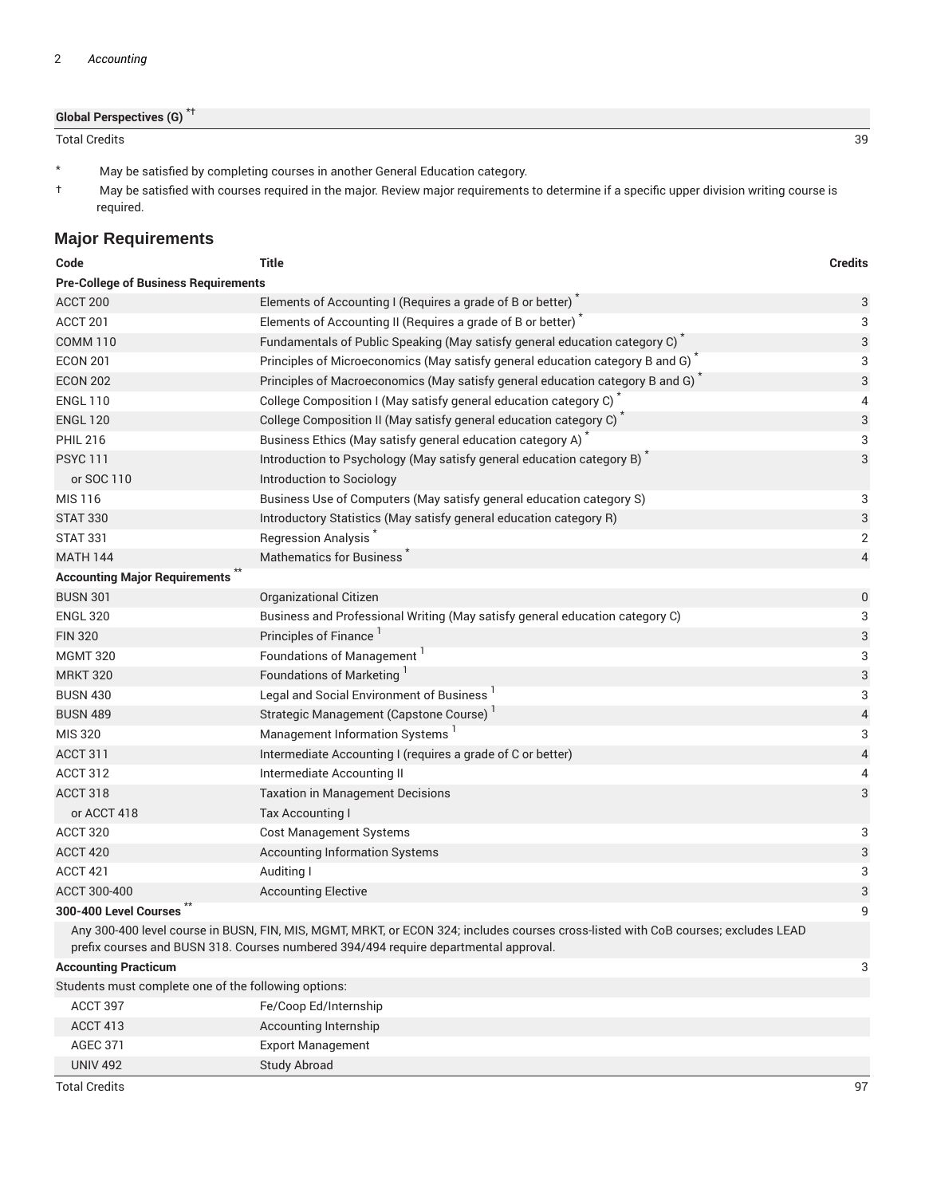| Global Perspectives (G) [*†] | |
|---|---|
| Total Credits | 39 |

\* May be satisfied by completing courses in another General Education category.

† May be satisfied with courses required in the major. Review major requirements to determine if a specific upper division writing course is required.

## Major Requirements

| Code | Title | Credits |
|---|---|---|
| **Pre-College of Business Requirements** | | |
| ACCT 200 | Elements of Accounting I (Requires a grade of B or better) [*] | 3 |
| ACCT 201 | Elements of Accounting II (Requires a grade of B or better) [*] | 3 |
| COMM 110 | Fundamentals of Public Speaking (May satisfy general education category C) [*] | 3 |
| ECON 201 | Principles of Microeconomics (May satisfy general education category B and G) [*] | 3 |
| ECON 202 | Principles of Macroeconomics (May satisfy general education category B and G) [*] | 3 |
| ENGL 110 | College Composition I (May satisfy general education category C) [*] | 4 |
| ENGL 120 | College Composition II (May satisfy general education category C) [*] | 3 |
| PHIL 216 | Business Ethics (May satisfy general education category A) [*] | 3 |
| PSYC 111 | Introduction to Psychology (May satisfy general education category B) [*] | 3 |
| or SOC 110 | Introduction to Sociology | |
| MIS 116 | Business Use of Computers (May satisfy general education category S) | 3 |
| STAT 330 | Introductory Statistics (May satisfy general education category R) | 3 |
| STAT 331 | Regression Analysis [*] | 2 |
| MATH 144 | Mathematics for Business [*] | 4 |
| **Accounting Major Requirements** [**] | | |
| BUSN 301 | Organizational Citizen | 0 |
| ENGL 320 | Business and Professional Writing (May satisfy general education category C) | 3 |
| FIN 320 | Principles of Finance [1] | 3 |
| MGMT 320 | Foundations of Management [1] | 3 |
| MRKT 320 | Foundations of Marketing [1] | 3 |
| BUSN 430 | Legal and Social Environment of Business [1] | 3 |
| BUSN 489 | Strategic Management (Capstone Course) [1] | 4 |
| MIS 320 | Management Information Systems [1] | 3 |
| ACCT 311 | Intermediate Accounting I (requires a grade of C or better) | 4 |
| ACCT 312 | Intermediate Accounting II | 4 |
| ACCT 318 | Taxation in Management Decisions | 3 |
| or ACCT 418 | Tax Accounting I | |
| ACCT 320 | Cost Management Systems | 3 |
| ACCT 420 | Accounting Information Systems | 3 |
| ACCT 421 | Auditing I | 3 |
| ACCT 300-400 | Accounting Elective | 3 |
| **300-400 Level Courses** [**] | | 9 |
| Any 300-400 level course in BUSN, FIN, MIS, MGMT, MRKT, or ECON 324; includes courses cross-listed with CoB courses; excludes LEAD prefix courses and BUSN 318. Courses numbered 394/494 require departmental approval. | | |
| **Accounting Practicum** | | 3 |
| Students must complete one of the following options: | | |
| ACCT 397 | Fe/Coop Ed/Internship | |
| ACCT 413 | Accounting Internship | |
| AGEC 371 | Export Management | |
| UNIV 492 | Study Abroad | |
| Total Credits | | 97 |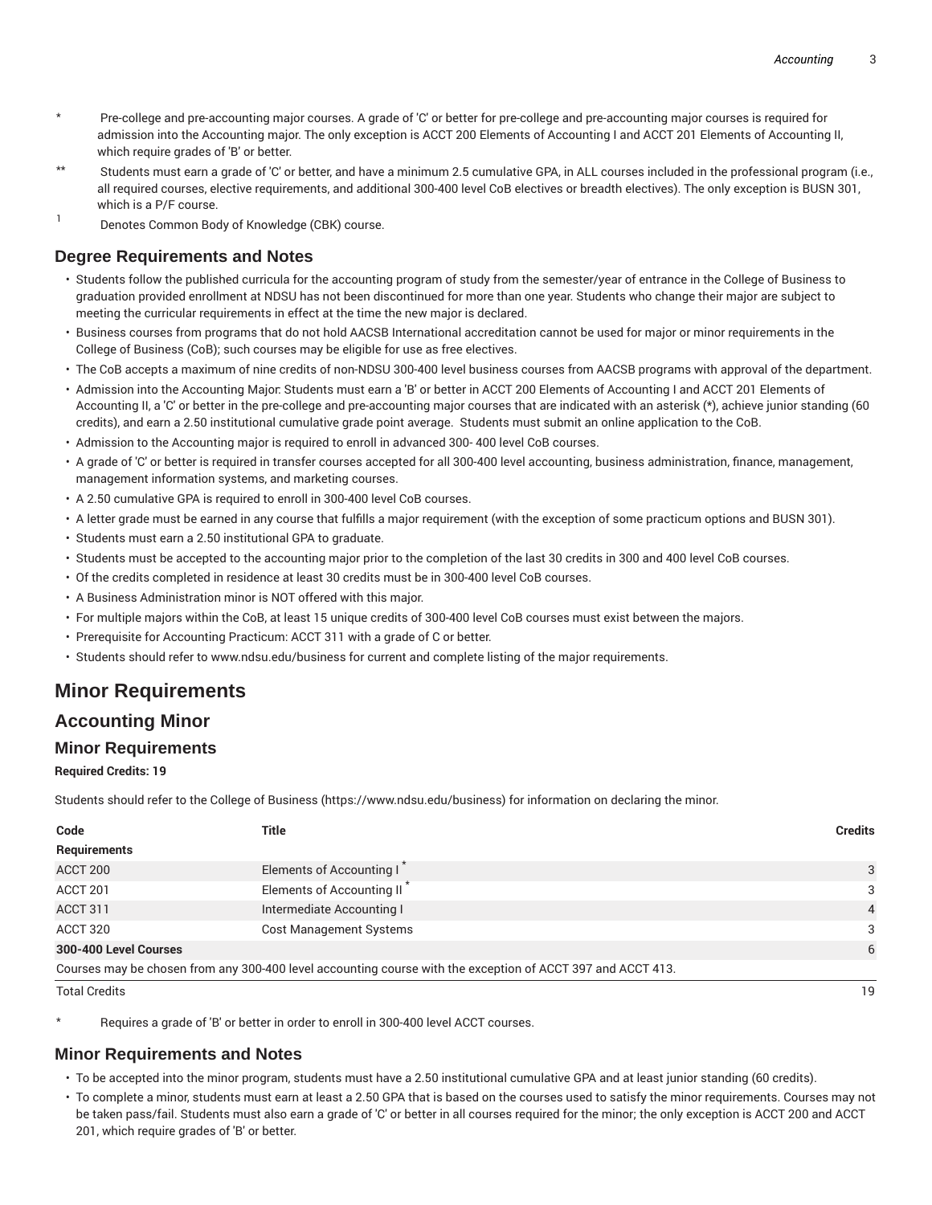\* Pre-college and pre-accounting major courses. A grade of 'C' or better for pre-college and pre-accounting major courses is required for admission into the Accounting major. The only exception is ACCT 200 Elements of Accounting I and ACCT 201 Elements of Accounting II, which require grades of 'B' or better.

\*\* Students must earn a grade of 'C' or better, and have a minimum 2.5 cumulative GPA, in ALL courses included in the professional program (i.e., all required courses, elective requirements, and additional 300-400 level CoB electives or breadth electives). The only exception is BUSN 301, which is a P/F course.

1 Denotes Common Body of Knowledge (CBK) course.

### Degree Requirements and Notes

- Students follow the published curricula for the accounting program of study from the semester/year of entrance in the College of Business to graduation provided enrollment at NDSU has not been discontinued for more than one year. Students who change their major are subject to meeting the curricular requirements in effect at the time the new major is declared.
- Business courses from programs that do not hold AACSB International accreditation cannot be used for major or minor requirements in the College of Business (CoB); such courses may be eligible for use as free electives.
- The CoB accepts a maximum of nine credits of non-NDSU 300-400 level business courses from AACSB programs with approval of the department.
- Admission into the Accounting Major: Students must earn a 'B' or better in ACCT 200 Elements of Accounting I and ACCT 201 Elements of Accounting II, a 'C' or better in the pre-college and pre-accounting major courses that are indicated with an asterisk (\*), achieve junior standing (60 credits), and earn a 2.50 institutional cumulative grade point average. Students must submit an online application to the CoB.
- Admission to the Accounting major is required to enroll in advanced 300- 400 level CoB courses.
- A grade of 'C' or better is required in transfer courses accepted for all 300-400 level accounting, business administration, finance, management, management information systems, and marketing courses.
- A 2.50 cumulative GPA is required to enroll in 300-400 level CoB courses.
- A letter grade must be earned in any course that fulfills a major requirement (with the exception of some practicum options and BUSN 301).
- Students must earn a 2.50 institutional GPA to graduate.
- Students must be accepted to the accounting major prior to the completion of the last 30 credits in 300 and 400 level CoB courses.
- Of the credits completed in residence at least 30 credits must be in 300-400 level CoB courses.
- A Business Administration minor is NOT offered with this major.
- For multiple majors within the CoB, at least 15 unique credits of 300-400 level CoB courses must exist between the majors.
- Prerequisite for Accounting Practicum: ACCT 311 with a grade of C or better.
- Students should refer to www.ndsu.edu/business for current and complete listing of the major requirements.

# Minor Requirements

## Accounting Minor

### Minor Requirements

**Required Credits: 19**

Students should refer to the College of Business (https://www.ndsu.edu/business) for information on declaring the minor.

| Code | Title | Credits |
|---|---|---|
| **Requirements** | | |
| ACCT 200 | Elements of Accounting I * | 3 |
| ACCT 201 | Elements of Accounting II * | 3 |
| ACCT 311 | Intermediate Accounting I | 4 |
| ACCT 320 | Cost Management Systems | 3 |
| **300-400 Level Courses** | | 6 |
| Courses may be chosen from any 300-400 level accounting course with the exception of ACCT 397 and ACCT 413. | | |
| Total Credits | | 19 |

\* Requires a grade of 'B' or better in order to enroll in 300-400 level ACCT courses.

### Minor Requirements and Notes

- To be accepted into the minor program, students must have a 2.50 institutional cumulative GPA and at least junior standing (60 credits).
- To complete a minor, students must earn at least a 2.50 GPA that is based on the courses used to satisfy the minor requirements. Courses may not be taken pass/fail. Students must also earn a grade of 'C' or better in all courses required for the minor; the only exception is ACCT 200 and ACCT 201, which require grades of 'B' or better.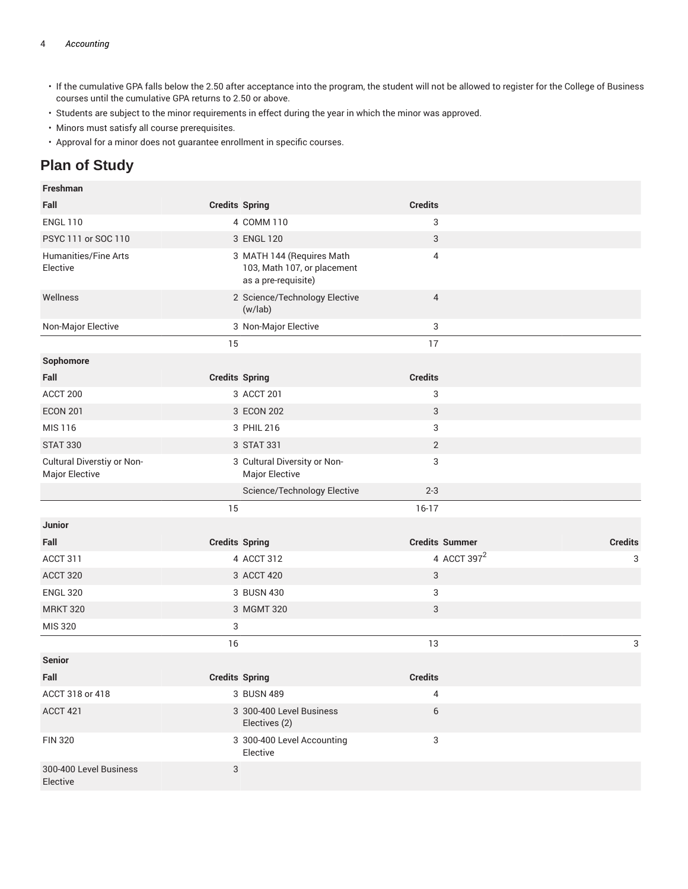- If the cumulative GPA falls below the 2.50 after acceptance into the program, the student will not be allowed to register for the College of Business courses until the cumulative GPA returns to 2.50 or above.
- Students are subject to the minor requirements in effect during the year in which the minor was approved.
- Minors must satisfy all course prerequisites.
- Approval for a minor does not guarantee enrollment in specific courses.

## Plan of Study

| Freshman | | | | | |
|---|---|---|---|---|---|
| **Fall** | **Credits** | **Spring** | **Credits** | | |
| ENGL 110 | 4 | COMM 110 | 3 | | |
| PSYC 111 or SOC 110 | 3 | ENGL 120 | 3 | | |
| Humanities/Fine Arts Elective | 3 | MATH 144 (Requires Math 103, Math 107, or placement as a pre-requisite) | 4 | | |
| Wellness | 2 | Science/Technology Elective (w/lab) | 4 | | |
| Non-Major Elective | 3 | Non-Major Elective | 3 | | |
| | 15 | | 17 | | |
| **Sophomore** | | | | | |
| **Fall** | **Credits** | **Spring** | **Credits** | | |
| ACCT 200 | 3 | ACCT 201 | 3 | | |
| ECON 201 | 3 | ECON 202 | 3 | | |
| MIS 116 | 3 | PHIL 216 | 3 | | |
| STAT 330 | 3 | STAT 331 | 2 | | |
| Cultural Diverstiy or Non-Major Elective | 3 | Cultural Diversity or Non-Major Elective | 3 | | |
| | | Science/Technology Elective | 2-3 | | |
| | 15 | | 16-17 | | |
| **Junior** | | | | | |
| **Fall** | **Credits** | **Spring** | **Credits** | **Summer** | **Credits** |
| ACCT 311 | 4 | ACCT 312 | 4 | ACCT 397[2] | 3 |
| ACCT 320 | 3 | ACCT 420 | 3 | | |
| ENGL 320 | 3 | BUSN 430 | 3 | | |
| MRKT 320 | 3 | MGMT 320 | 3 | | |
| MIS 320 | 3 | | | | |
| | 16 | | 13 | | 3 |
| **Senior** | | | | | |
| **Fall** | **Credits** | **Spring** | **Credits** | | |
| ACCT 318 or 418 | 3 | BUSN 489 | 4 | | |
| ACCT 421 | 3 | 300-400 Level Business Electives (2) | 6 | | |
| FIN 320 | 3 | 300-400 Level Accounting Elective | 3 | | |
| 300-400 Level Business Elective | 3 | | | | |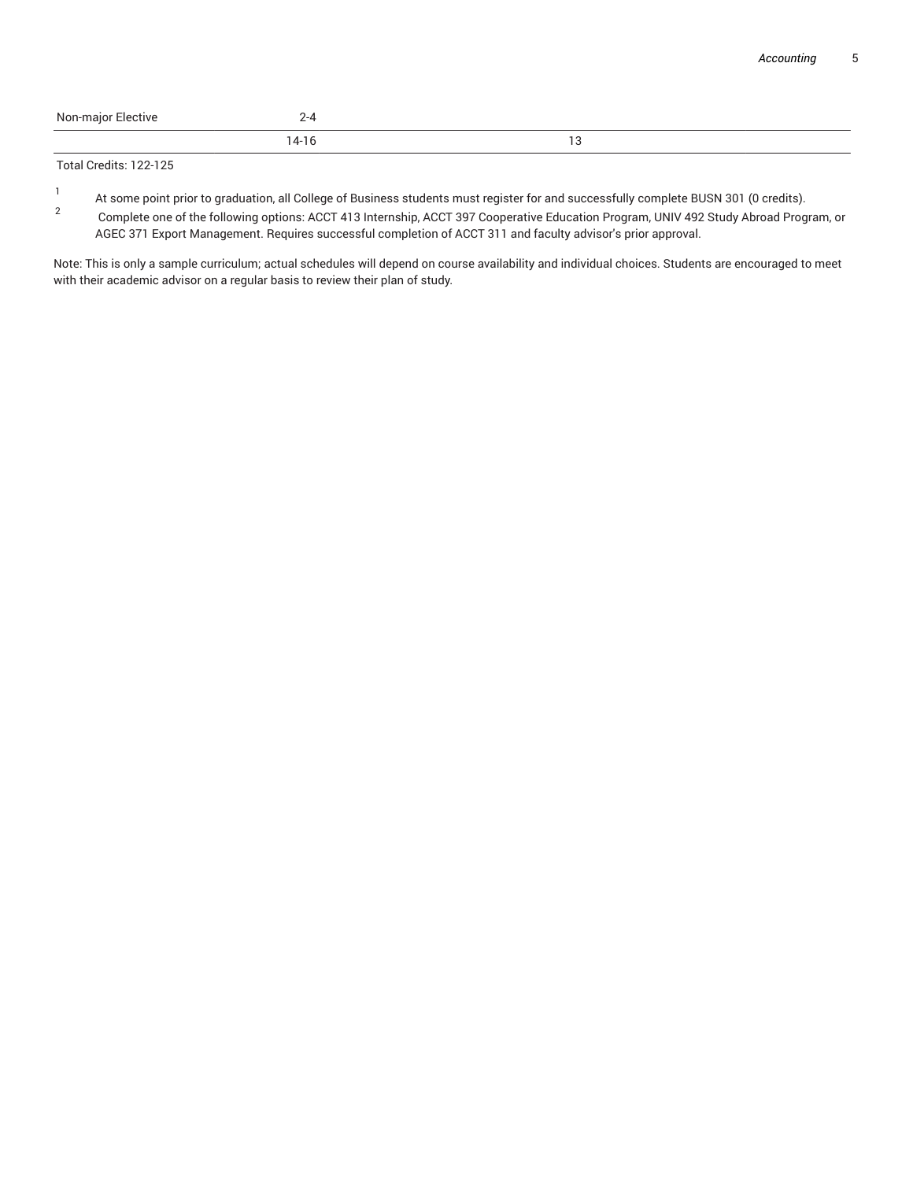| | | |
|---|---|---|
| Non-major Elective | 2-4 | |
| | 14-16 | 13 |

Total Credits: 122-125

[1] At some point prior to graduation, all College of Business students must register for and successfully complete BUSN 301 (0 credits).

[2] Complete one of the following options: ACCT 413 Internship, ACCT 397 Cooperative Education Program, UNIV 492 Study Abroad Program, or AGEC 371 Export Management. Requires successful completion of ACCT 311 and faculty advisor's prior approval.

Note: This is only a sample curriculum; actual schedules will depend on course availability and individual choices. Students are encouraged to meet with their academic advisor on a regular basis to review their plan of study.